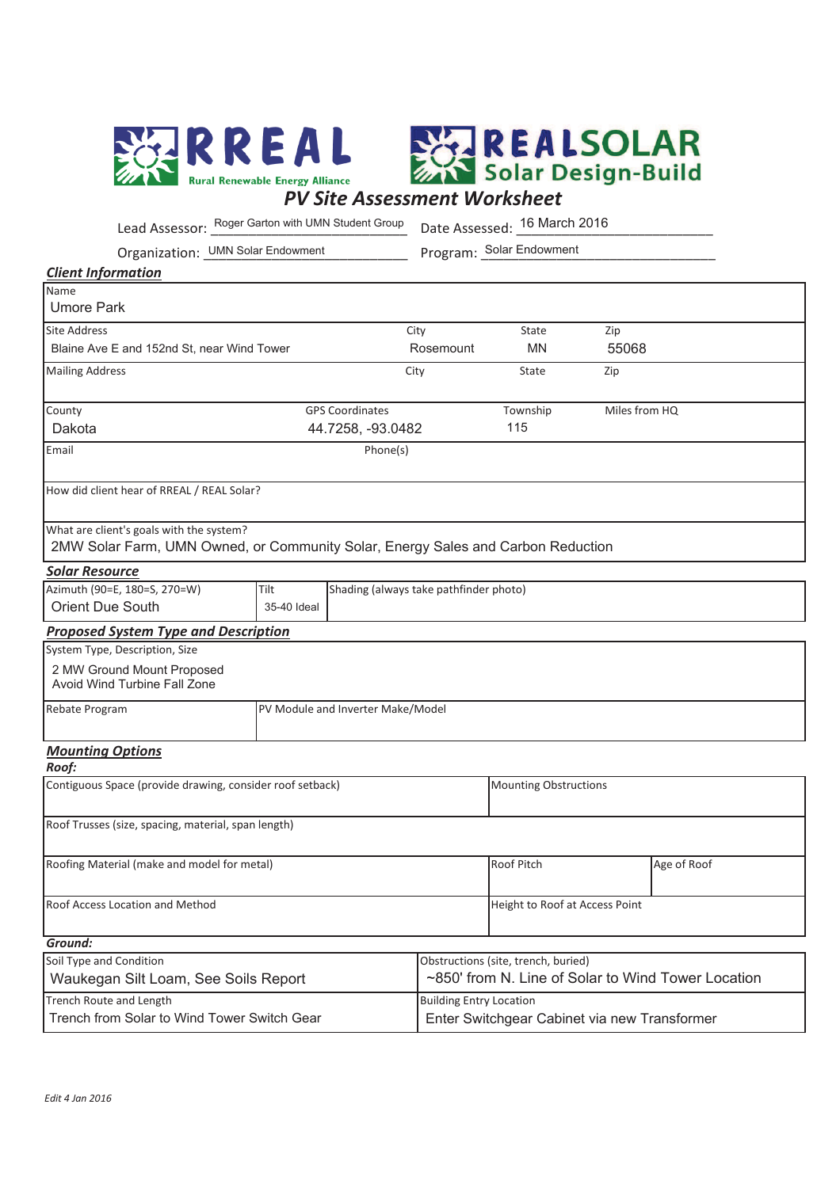# RREAL — Rural Renewable Energy Alliance

# REALSOLAR — Solar Design-Build

## PV Site Assessment Worksheet

Lead Assessor: Roger Garton with UMN Student Group

Date Assessed: 16 March 2016

Organization: UMN Solar Endowment

Program: Solar Endowment

### Client Information

| Name | | | |
|---|---|---|---|
| Umore Park | | | |

| Site Address | City | State | Zip |
|---|---|---|---|
| Blaine Ave E and 152nd St, near Wind Tower | Rosemount | MN | 55068 |

| Mailing Address | City | State | Zip |
|---|---|---|---|
| | | | |

| County | GPS Coordinates | Township | Miles from HQ |
|---|---|---|---|
| Dakota | 44.7258, -93.0482 | 115 | |

| Email | Phone(s) |
|---|---|
| | |

How did client hear of RREAL / REAL Solar?

What are client's goals with the system?
2MW Solar Farm, UMN Owned, or Community Solar, Energy Sales and Carbon Reduction

### Solar Resource

| Azimuth (90=E, 180=S, 270=W) | Tilt | Shading (always take pathfinder photo) |
|---|---|---|
| Orient Due South | 35-40 Ideal | |

### Proposed System Type and Description

System Type, Description, Size
2 MW Ground Mount Proposed
Avoid Wind Turbine Fall Zone

| Rebate Program | PV Module and Inverter Make/Model |
|---|---|
| | |

### Mounting Options

***Roof:***

| Contiguous Space (provide drawing, consider roof setback) | Mounting Obstructions | |
|---|---|---|
| | | |
| Roof Trusses (size, spacing, material, span length) | | |
| | | |
| Roofing Material (make and model for metal) | Roof Pitch | Age of Roof |
| | | |
| Roof Access Location and Method | Height to Roof at Access Point | |
| | | |

***Ground:***

| Soil Type and Condition | Obstructions (site, trench, buried) |
|---|---|
| Waukegan Silt Loam, See Soils Report | ~850' from N. Line of Solar to Wind Tower Location |
| Trench Route and Length | Building Entry Location |
| Trench from Solar to Wind Tower Switch Gear | Enter Switchgear Cabinet via new Transformer |

*Edit 4 Jan 2016*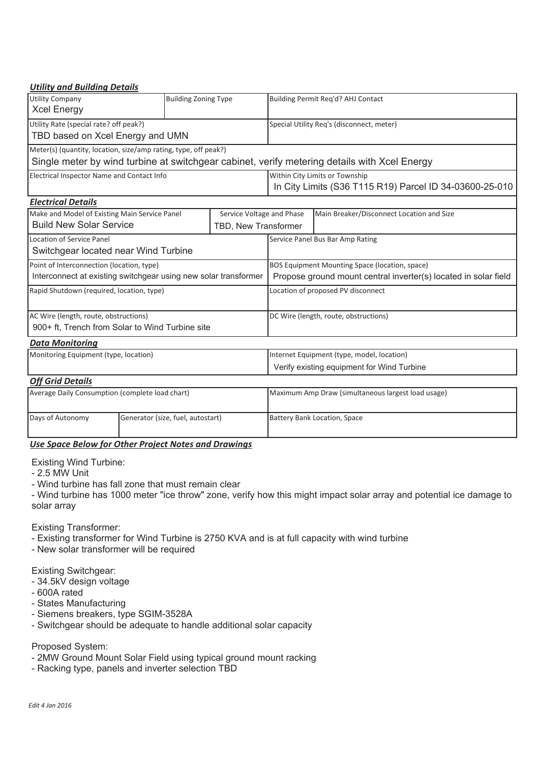### *Utility and Building Details*

| | | |
|---|---|---|
| Utility Company<br>Xcel Energy | Building Zoning Type | Building Permit Req'd? AHJ Contact |
| Utility Rate (special rate? off peak?)<br>TBD based on Xcel Energy and UMN | | Special Utility Req's (disconnect, meter) |
| Meter(s) (quantity, location, size/amp rating, type, off peak?)<br>Single meter by wind turbine at switchgear cabinet, verify metering details with Xcel Energy | | |
| Electrical Inspector Name and Contact Info | | Within City Limits or Township<br>In City Limits (S36 T115 R19) Parcel ID 34-03600-25-010 |

### *Electrical Details*

| | | | |
|---|---|---|---|
| Make and Model of Existing Main Service Panel<br>Build New Solar Service | Service Voltage and Phase<br>TBD, New Transformer | Main Breaker/Disconnect Location and Size | |
| Location of Service Panel<br>Switchgear located near Wind Turbine | | Service Panel Bus Bar Amp Rating | |
| Point of Interconnection (location, type)<br>Interconnect at existing switchgear using new solar transformer | | BOS Equipment Mounting Space (location, space)<br>Propose ground mount central inverter(s) located in solar field | |
| Rapid Shutdown (required, location, type) | | Location of proposed PV disconnect | |
| AC Wire (length, route, obstructions)<br>900+ ft, Trench from Solar to Wind Turbine site | | DC Wire (length, route, obstructions) | |

### *Data Monitoring*

| | |
|---|---|
| Monitoring Equipment (type, location) | Internet Equipment (type, model, location)<br>Verify existing equipment for Wind Turbine |

### *Off Grid Details*

| | | |
|---|---|---|
| Average Daily Consumption (complete load chart) | | Maximum Amp Draw (simultaneous largest load usage) |
| Days of Autonomy | Generator (size, fuel, autostart) | Battery Bank Location, Space |

### *Use Space Below for Other Project Notes and Drawings*

Existing Wind Turbine:
- 2.5 MW Unit
- Wind turbine has fall zone that must remain clear
- Wind turbine has 1000 meter "ice throw" zone, verify how this might impact solar array and potential ice damage to solar array

Existing Transformer:
- Existing transformer for Wind Turbine is 2750 KVA and is at full capacity with wind turbine
- New solar transformer will be required

Existing Switchgear:
- 34.5kV design voltage
- 600A rated
- States Manufacturing
- Siemens breakers, type SGIM-3528A
- Switchgear should be adequate to handle additional solar capacity

Proposed System:
- 2MW Ground Mount Solar Field using typical ground mount racking
- Racking type, panels and inverter selection TBD

*Edit 4 Jan 2016*